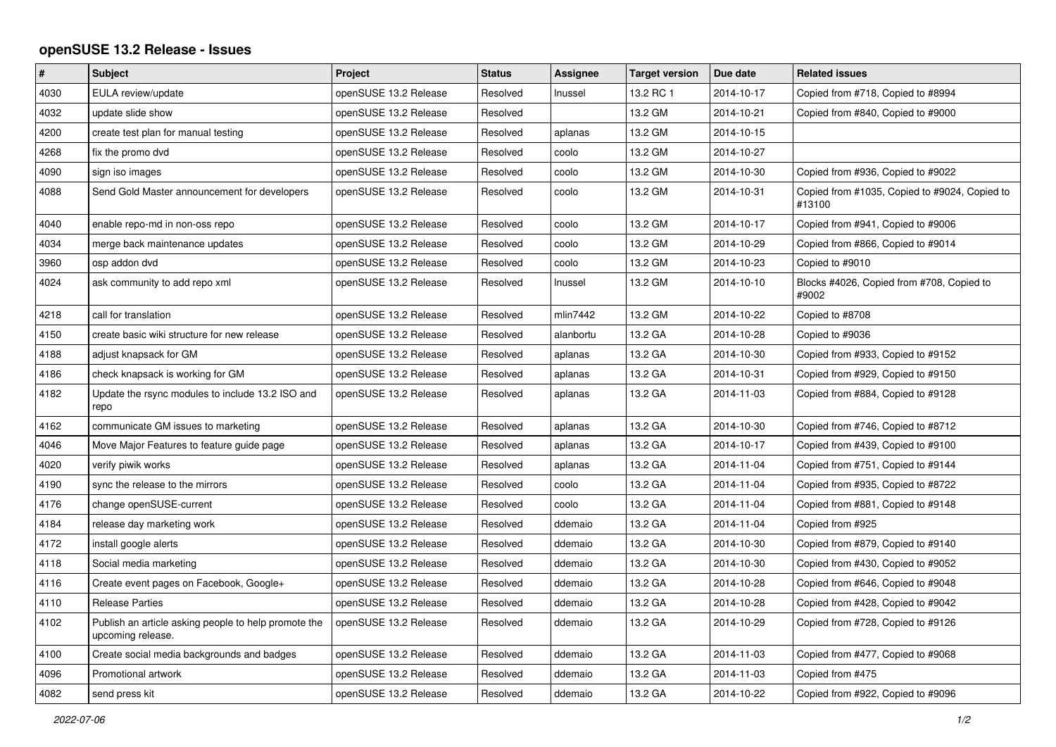# openSUSE 13.2 Release - Issues

| # | Subject | Project | Status | Assignee | Target version | Due date | Related issues |
|---|---|---|---|---|---|---|---|
| 4030 | EULA review/update | openSUSE 13.2 Release | Resolved | lnussel | 13.2 RC 1 | 2014-10-17 | Copied from #718, Copied to #8994 |
| 4032 | update slide show | openSUSE 13.2 Release | Resolved | | 13.2 GM | 2014-10-21 | Copied from #840, Copied to #9000 |
| 4200 | create test plan for manual testing | openSUSE 13.2 Release | Resolved | aplanas | 13.2 GM | 2014-10-15 | |
| 4268 | fix the promo dvd | openSUSE 13.2 Release | Resolved | coolo | 13.2 GM | 2014-10-27 | |
| 4090 | sign iso images | openSUSE 13.2 Release | Resolved | coolo | 13.2 GM | 2014-10-30 | Copied from #936, Copied to #9022 |
| 4088 | Send Gold Master announcement for developers | openSUSE 13.2 Release | Resolved | coolo | 13.2 GM | 2014-10-31 | Copied from #1035, Copied to #9024, Copied to #13100 |
| 4040 | enable repo-md in non-oss repo | openSUSE 13.2 Release | Resolved | coolo | 13.2 GM | 2014-10-17 | Copied from #941, Copied to #9006 |
| 4034 | merge back maintenance updates | openSUSE 13.2 Release | Resolved | coolo | 13.2 GM | 2014-10-29 | Copied from #866, Copied to #9014 |
| 3960 | osp addon dvd | openSUSE 13.2 Release | Resolved | coolo | 13.2 GM | 2014-10-23 | Copied to #9010 |
| 4024 | ask community to add repo xml | openSUSE 13.2 Release | Resolved | lnussel | 13.2 GM | 2014-10-10 | Blocks #4026, Copied from #708, Copied to #9002 |
| 4218 | call for translation | openSUSE 13.2 Release | Resolved | mlin7442 | 13.2 GM | 2014-10-22 | Copied to #8708 |
| 4150 | create basic wiki structure for new release | openSUSE 13.2 Release | Resolved | alanbortu | 13.2 GA | 2014-10-28 | Copied to #9036 |
| 4188 | adjust knapsack for GM | openSUSE 13.2 Release | Resolved | aplanas | 13.2 GA | 2014-10-30 | Copied from #933, Copied to #9152 |
| 4186 | check knapsack is working for GM | openSUSE 13.2 Release | Resolved | aplanas | 13.2 GA | 2014-10-31 | Copied from #929, Copied to #9150 |
| 4182 | Update the rsync modules to include 13.2 ISO and repo | openSUSE 13.2 Release | Resolved | aplanas | 13.2 GA | 2014-11-03 | Copied from #884, Copied to #9128 |
| 4162 | communicate GM issues to marketing | openSUSE 13.2 Release | Resolved | aplanas | 13.2 GA | 2014-10-30 | Copied from #746, Copied to #8712 |
| 4046 | Move Major Features to feature guide page | openSUSE 13.2 Release | Resolved | aplanas | 13.2 GA | 2014-10-17 | Copied from #439, Copied to #9100 |
| 4020 | verify piwik works | openSUSE 13.2 Release | Resolved | aplanas | 13.2 GA | 2014-11-04 | Copied from #751, Copied to #9144 |
| 4190 | sync the release to the mirrors | openSUSE 13.2 Release | Resolved | coolo | 13.2 GA | 2014-11-04 | Copied from #935, Copied to #8722 |
| 4176 | change openSUSE-current | openSUSE 13.2 Release | Resolved | coolo | 13.2 GA | 2014-11-04 | Copied from #881, Copied to #9148 |
| 4184 | release day marketing work | openSUSE 13.2 Release | Resolved | ddemaio | 13.2 GA | 2014-11-04 | Copied from #925 |
| 4172 | install google alerts | openSUSE 13.2 Release | Resolved | ddemaio | 13.2 GA | 2014-10-30 | Copied from #879, Copied to #9140 |
| 4118 | Social media marketing | openSUSE 13.2 Release | Resolved | ddemaio | 13.2 GA | 2014-10-30 | Copied from #430, Copied to #9052 |
| 4116 | Create event pages on Facebook, Google+ | openSUSE 13.2 Release | Resolved | ddemaio | 13.2 GA | 2014-10-28 | Copied from #646, Copied to #9048 |
| 4110 | Release Parties | openSUSE 13.2 Release | Resolved | ddemaio | 13.2 GA | 2014-10-28 | Copied from #428, Copied to #9042 |
| 4102 | Publish an article asking people to help promote the upcoming release. | openSUSE 13.2 Release | Resolved | ddemaio | 13.2 GA | 2014-10-29 | Copied from #728, Copied to #9126 |
| 4100 | Create social media backgrounds and badges | openSUSE 13.2 Release | Resolved | ddemaio | 13.2 GA | 2014-11-03 | Copied from #477, Copied to #9068 |
| 4096 | Promotional artwork | openSUSE 13.2 Release | Resolved | ddemaio | 13.2 GA | 2014-11-03 | Copied from #475 |
| 4082 | send press kit | openSUSE 13.2 Release | Resolved | ddemaio | 13.2 GA | 2014-10-22 | Copied from #922, Copied to #9096 |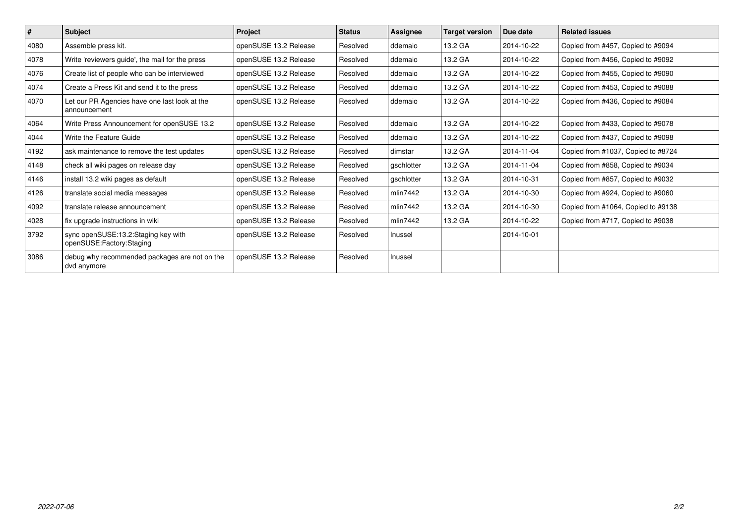| # | Subject | Project | Status | Assignee | Target version | Due date | Related issues |
|---|---|---|---|---|---|---|---|
| 4080 | Assemble press kit. | openSUSE 13.2 Release | Resolved | ddemaio | 13.2 GA | 2014-10-22 | Copied from #457, Copied to #9094 |
| 4078 | Write 'reviewers guide', the mail for the press | openSUSE 13.2 Release | Resolved | ddemaio | 13.2 GA | 2014-10-22 | Copied from #456, Copied to #9092 |
| 4076 | Create list of people who can be interviewed | openSUSE 13.2 Release | Resolved | ddemaio | 13.2 GA | 2014-10-22 | Copied from #455, Copied to #9090 |
| 4074 | Create a Press Kit and send it to the press | openSUSE 13.2 Release | Resolved | ddemaio | 13.2 GA | 2014-10-22 | Copied from #453, Copied to #9088 |
| 4070 | Let our PR Agencies have one last look at the announcement | openSUSE 13.2 Release | Resolved | ddemaio | 13.2 GA | 2014-10-22 | Copied from #436, Copied to #9084 |
| 4064 | Write Press Announcement for openSUSE 13.2 | openSUSE 13.2 Release | Resolved | ddemaio | 13.2 GA | 2014-10-22 | Copied from #433, Copied to #9078 |
| 4044 | Write the Feature Guide | openSUSE 13.2 Release | Resolved | ddemaio | 13.2 GA | 2014-10-22 | Copied from #437, Copied to #9098 |
| 4192 | ask maintenance to remove the test updates | openSUSE 13.2 Release | Resolved | dimstar | 13.2 GA | 2014-11-04 | Copied from #1037, Copied to #8724 |
| 4148 | check all wiki pages on release day | openSUSE 13.2 Release | Resolved | gschlotter | 13.2 GA | 2014-11-04 | Copied from #858, Copied to #9034 |
| 4146 | install 13.2 wiki pages as default | openSUSE 13.2 Release | Resolved | gschlotter | 13.2 GA | 2014-10-31 | Copied from #857, Copied to #9032 |
| 4126 | translate social media messages | openSUSE 13.2 Release | Resolved | mlin7442 | 13.2 GA | 2014-10-30 | Copied from #924, Copied to #9060 |
| 4092 | translate release announcement | openSUSE 13.2 Release | Resolved | mlin7442 | 13.2 GA | 2014-10-30 | Copied from #1064, Copied to #9138 |
| 4028 | fix upgrade instructions in wiki | openSUSE 13.2 Release | Resolved | mlin7442 | 13.2 GA | 2014-10-22 | Copied from #717, Copied to #9038 |
| 3792 | sync openSUSE:13.2:Staging key with openSUSE:Factory:Staging | openSUSE 13.2 Release | Resolved | lnussel | | 2014-10-01 | |
| 3086 | debug why recommended packages are not on the dvd anymore | openSUSE 13.2 Release | Resolved | lnussel | | | |